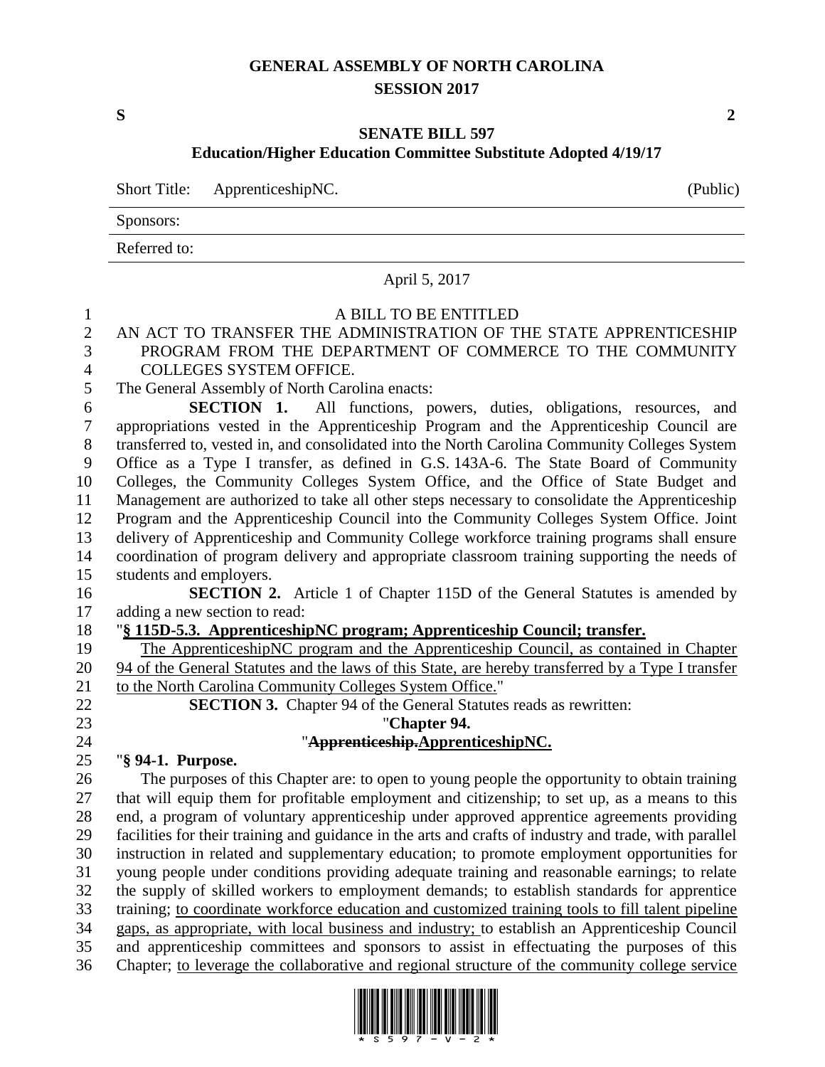# GENERAL ASSEMBLY OF NORTH CAROLINA
## SESSION 2017

**S** **2**

## SENATE BILL 597
### Education/Higher Education Committee Substitute Adopted 4/19/17

Short Title: ApprenticeshipNC. (Public)

Sponsors:

Referred to:

April 5, 2017

A BILL TO BE ENTITLED

AN ACT TO TRANSFER THE ADMINISTRATION OF THE STATE APPRENTICESHIP PROGRAM FROM THE DEPARTMENT OF COMMERCE TO THE COMMUNITY COLLEGES SYSTEM OFFICE.

The General Assembly of North Carolina enacts:

**SECTION 1.** All functions, powers, duties, obligations, resources, and appropriations vested in the Apprenticeship Program and the Apprenticeship Council are transferred to, vested in, and consolidated into the North Carolina Community Colleges System Office as a Type I transfer, as defined in G.S. 143A-6. The State Board of Community Colleges, the Community Colleges System Office, and the Office of State Budget and Management are authorized to take all other steps necessary to consolidate the Apprenticeship Program and the Apprenticeship Council into the Community Colleges System Office. Joint delivery of Apprenticeship and Community College workforce training programs shall ensure coordination of program delivery and appropriate classroom training supporting the needs of students and employers.

**SECTION 2.** Article 1 of Chapter 115D of the General Statutes is amended by adding a new section to read:

"**§ 115D-5.3. ApprenticeshipNC program; Apprenticeship Council; transfer.**

The ApprenticeshipNC program and the Apprenticeship Council, as contained in Chapter 94 of the General Statutes and the laws of this State, are hereby transferred by a Type I transfer to the North Carolina Community Colleges System Office."

**SECTION 3.** Chapter 94 of the General Statutes reads as rewritten:

"**Chapter 94.**

"~~**Apprenticeship.**~~**ApprenticeshipNC.**

"**§ 94-1. Purpose.**

The purposes of this Chapter are: to open to young people the opportunity to obtain training that will equip them for profitable employment and citizenship; to set up, as a means to this end, a program of voluntary apprenticeship under approved apprentice agreements providing facilities for their training and guidance in the arts and crafts of industry and trade, with parallel instruction in related and supplementary education; to promote employment opportunities for young people under conditions providing adequate training and reasonable earnings; to relate the supply of skilled workers to employment demands; to establish standards for apprentice training; to coordinate workforce education and customized training tools to fill talent pipeline gaps, as appropriate, with local business and industry; to establish an Apprenticeship Council and apprenticeship committees and sponsors to assist in effectuating the purposes of this Chapter; to leverage the collaborative and regional structure of the community college service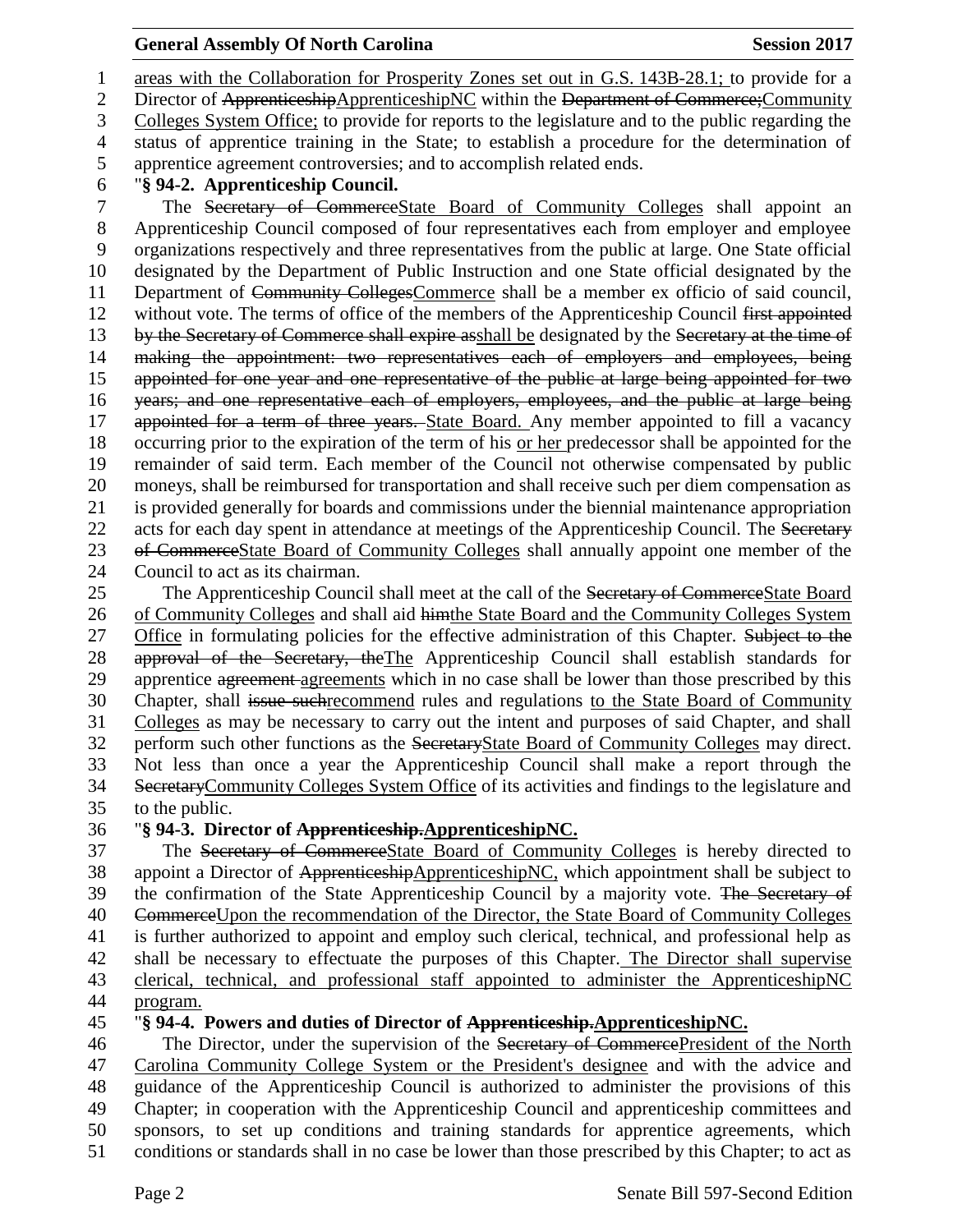<u>areas with the Collaboration for Prosperity Zones set out in G.S. 143B-28.1;</u> to provide for a Director of ~~Apprenticeship~~<u>ApprenticeshipNC</u> within the ~~Department of Commerce;~~<u>Community Colleges System Office;</u> to provide for reports to the legislature and to the public regarding the status of apprentice training in the State; to establish a procedure for the determination of apprentice agreement controversies; and to accomplish related ends.

"**§ 94-2. Apprenticeship Council.**

The ~~Secretary of Commerce~~<u>State Board of Community Colleges</u> shall appoint an Apprenticeship Council composed of four representatives each from employer and employee organizations respectively and three representatives from the public at large. One State official designated by the Department of Public Instruction and one State official designated by the Department of ~~Community Colleges~~<u>Commerce</u> shall be a member ex officio of said council, without vote. The terms of office of the members of the Apprenticeship Council ~~first appointed by the Secretary of Commerce shall expire as~~<u>shall be</u> designated by the ~~Secretary at the time of making the appointment: two representatives each of employers and employees, being appointed for one year and one representative of the public at large being appointed for two years; and one representative each of employers, employees, and the public at large being appointed for a term of three years.~~ <u>State Board.</u> Any member appointed to fill a vacancy occurring prior to the expiration of the term of his <u>or her</u> predecessor shall be appointed for the remainder of said term. Each member of the Council not otherwise compensated by public moneys, shall be reimbursed for transportation and shall receive such per diem compensation as is provided generally for boards and commissions under the biennial maintenance appropriation acts for each day spent in attendance at meetings of the Apprenticeship Council. The ~~Secretary of Commerce~~<u>State Board of Community Colleges</u> shall annually appoint one member of the Council to act as its chairman.

The Apprenticeship Council shall meet at the call of the ~~Secretary of Commerce~~<u>State Board of Community Colleges</u> and shall aid ~~him~~<u>the State Board and the Community Colleges System Office</u> in formulating policies for the effective administration of this Chapter. ~~Subject to the approval of the Secretary, the~~<u>The</u> Apprenticeship Council shall establish standards for apprentice ~~agreement~~ <u>agreements</u> which in no case shall be lower than those prescribed by this Chapter, shall ~~issue such~~<u>recommend</u> rules and regulations <u>to the State Board of Community Colleges</u> as may be necessary to carry out the intent and purposes of said Chapter, and shall perform such other functions as the ~~Secretary~~<u>State Board of Community Colleges</u> may direct. Not less than once a year the Apprenticeship Council shall make a report through the ~~Secretary~~<u>Community Colleges System Office</u> of its activities and findings to the legislature and to the public.

"**§ 94-3. Director of ~~Apprenticeship.~~<u>ApprenticeshipNC.</u>**

The ~~Secretary of Commerce~~<u>State Board of Community Colleges</u> is hereby directed to appoint a Director of ~~Apprenticeship~~<u>ApprenticeshipNC,</u> which appointment shall be subject to the confirmation of the State Apprenticeship Council by a majority vote. ~~The Secretary of Commerce~~<u>Upon the recommendation of the Director, the State Board of Community Colleges</u> is further authorized to appoint and employ such clerical, technical, and professional help as shall be necessary to effectuate the purposes of this Chapter.<u> The Director shall supervise clerical, technical, and professional staff appointed to administer the ApprenticeshipNC program.</u>

"**§ 94-4. Powers and duties of Director of ~~Apprenticeship.~~<u>ApprenticeshipNC.</u>**

The Director, under the supervision of the ~~Secretary of Commerce~~<u>President of the North Carolina Community College System or the President's designee</u> and with the advice and guidance of the Apprenticeship Council is authorized to administer the provisions of this Chapter; in cooperation with the Apprenticeship Council and apprenticeship committees and sponsors, to set up conditions and training standards for apprentice agreements, which conditions or standards shall in no case be lower than those prescribed by this Chapter; to act as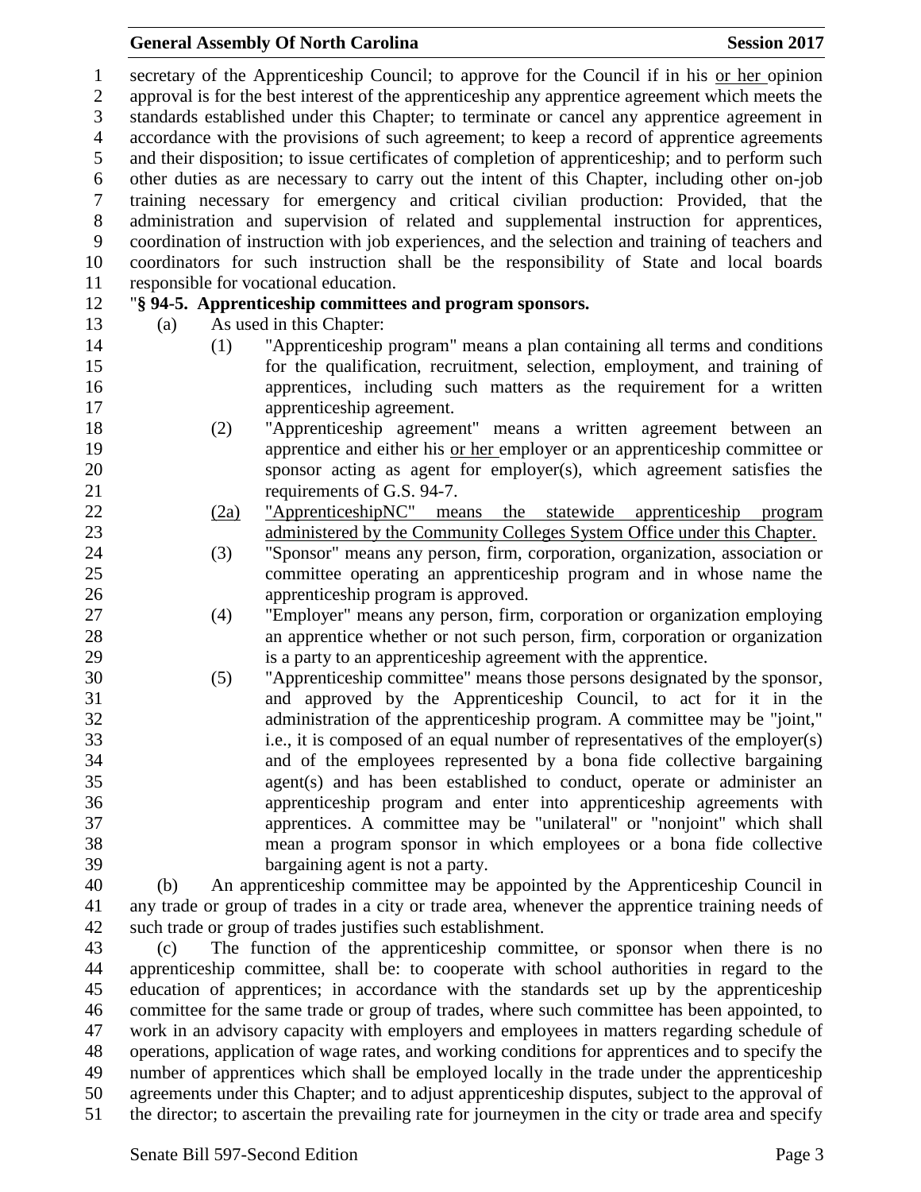secretary of the Apprenticeship Council; to approve for the Council if in his or her opinion approval is for the best interest of the apprenticeship any apprentice agreement which meets the standards established under this Chapter; to terminate or cancel any apprentice agreement in accordance with the provisions of such agreement; to keep a record of apprentice agreements and their disposition; to issue certificates of completion of apprenticeship; and to perform such other duties as are necessary to carry out the intent of this Chapter, including other on-job training necessary for emergency and critical civilian production: Provided, that the administration and supervision of related and supplemental instruction for apprentices, coordination of instruction with job experiences, and the selection and training of teachers and coordinators for such instruction shall be the responsibility of State and local boards responsible for vocational education.

"**§ 94-5. Apprenticeship committees and program sponsors.**

(a) As used in this Chapter:

(1) "Apprenticeship program" means a plan containing all terms and conditions for the qualification, recruitment, selection, employment, and training of apprentices, including such matters as the requirement for a written apprenticeship agreement.

(2) "Apprenticeship agreement" means a written agreement between an apprentice and either his or her employer or an apprenticeship committee or sponsor acting as agent for employer(s), which agreement satisfies the requirements of G.S. 94-7.

(2a) "ApprenticeshipNC" means the statewide apprenticeship program administered by the Community Colleges System Office under this Chapter.

(3) "Sponsor" means any person, firm, corporation, organization, association or committee operating an apprenticeship program and in whose name the apprenticeship program is approved.

(4) "Employer" means any person, firm, corporation or organization employing an apprentice whether or not such person, firm, corporation or organization is a party to an apprenticeship agreement with the apprentice.

(5) "Apprenticeship committee" means those persons designated by the sponsor, and approved by the Apprenticeship Council, to act for it in the administration of the apprenticeship program. A committee may be "joint," i.e., it is composed of an equal number of representatives of the employer(s) and of the employees represented by a bona fide collective bargaining agent(s) and has been established to conduct, operate or administer an apprenticeship program and enter into apprenticeship agreements with apprentices. A committee may be "unilateral" or "nonjoint" which shall mean a program sponsor in which employees or a bona fide collective bargaining agent is not a party.

(b) An apprenticeship committee may be appointed by the Apprenticeship Council in any trade or group of trades in a city or trade area, whenever the apprentice training needs of such trade or group of trades justifies such establishment.

(c) The function of the apprenticeship committee, or sponsor when there is no apprenticeship committee, shall be: to cooperate with school authorities in regard to the education of apprentices; in accordance with the standards set up by the apprenticeship committee for the same trade or group of trades, where such committee has been appointed, to work in an advisory capacity with employers and employees in matters regarding schedule of operations, application of wage rates, and working conditions for apprentices and to specify the number of apprentices which shall be employed locally in the trade under the apprenticeship agreements under this Chapter; and to adjust apprenticeship disputes, subject to the approval of the director; to ascertain the prevailing rate for journeymen in the city or trade area and specify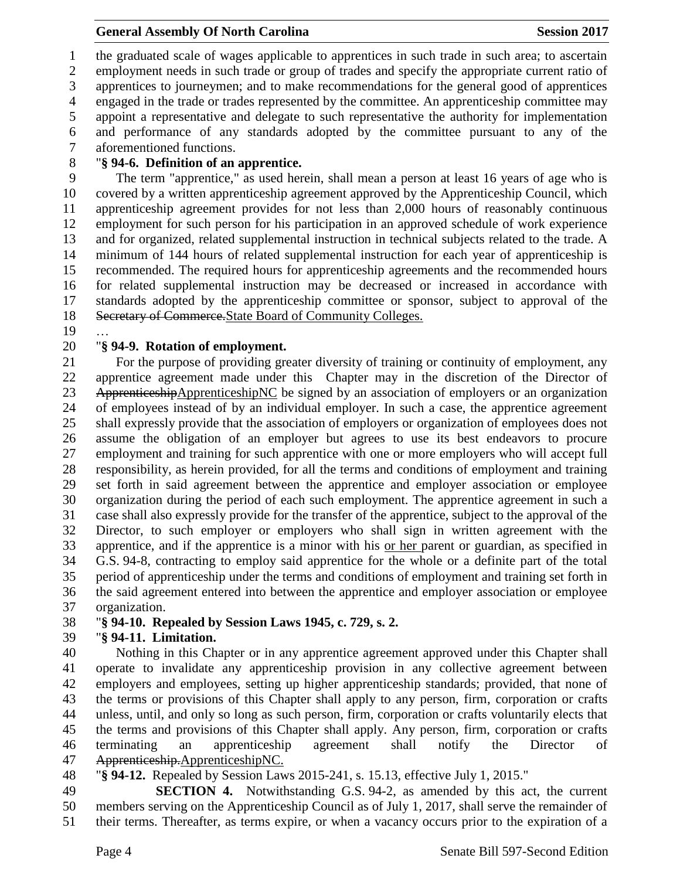the graduated scale of wages applicable to apprentices in such trade in such area; to ascertain employment needs in such trade or group of trades and specify the appropriate current ratio of apprentices to journeymen; and to make recommendations for the general good of apprentices engaged in the trade or trades represented by the committee. An apprenticeship committee may appoint a representative and delegate to such representative the authority for implementation and performance of any standards adopted by the committee pursuant to any of the aforementioned functions.

"**§ 94-6. Definition of an apprentice.**

The term "apprentice," as used herein, shall mean a person at least 16 years of age who is covered by a written apprenticeship agreement approved by the Apprenticeship Council, which apprenticeship agreement provides for not less than 2,000 hours of reasonably continuous employment for such person for his participation in an approved schedule of work experience and for organized, related supplemental instruction in technical subjects related to the trade. A minimum of 144 hours of related supplemental instruction for each year of apprenticeship is recommended. The required hours for apprenticeship agreements and the recommended hours for related supplemental instruction may be decreased or increased in accordance with standards adopted by the apprenticeship committee or sponsor, subject to approval of the ~~Secretary of Commerce.~~State Board of Community Colleges.

…

"**§ 94-9. Rotation of employment.**

For the purpose of providing greater diversity of training or continuity of employment, any apprentice agreement made under this Chapter may in the discretion of the Director of ~~Apprenticeship~~ApprenticeshipNC be signed by an association of employers or an organization of employees instead of by an individual employer. In such a case, the apprentice agreement shall expressly provide that the association of employers or organization of employees does not assume the obligation of an employer but agrees to use its best endeavors to procure employment and training for such apprentice with one or more employers who will accept full responsibility, as herein provided, for all the terms and conditions of employment and training set forth in said agreement between the apprentice and employer association or employee organization during the period of each such employment. The apprentice agreement in such a case shall also expressly provide for the transfer of the apprentice, subject to the approval of the Director, to such employer or employers who shall sign in written agreement with the apprentice, and if the apprentice is a minor with his <u>or her</u> parent or guardian, as specified in G.S. 94-8, contracting to employ said apprentice for the whole or a definite part of the total period of apprenticeship under the terms and conditions of employment and training set forth in the said agreement entered into between the apprentice and employer association or employee organization.

"**§ 94-10. Repealed by Session Laws 1945, c. 729, s. 2.**

"**§ 94-11. Limitation.**

Nothing in this Chapter or in any apprentice agreement approved under this Chapter shall operate to invalidate any apprenticeship provision in any collective agreement between employers and employees, setting up higher apprenticeship standards; provided, that none of the terms or provisions of this Chapter shall apply to any person, firm, corporation or crafts unless, until, and only so long as such person, firm, corporation or crafts voluntarily elects that the terms and provisions of this Chapter shall apply. Any person, firm, corporation or crafts terminating an apprenticeship agreement shall notify the Director of ~~Apprenticeship.~~ApprenticeshipNC.

"**§ 94-12.** Repealed by Session Laws 2015-241, s. 15.13, effective July 1, 2015."

**SECTION 4.** Notwithstanding G.S. 94-2, as amended by this act, the current members serving on the Apprenticeship Council as of July 1, 2017, shall serve the remainder of their terms. Thereafter, as terms expire, or when a vacancy occurs prior to the expiration of a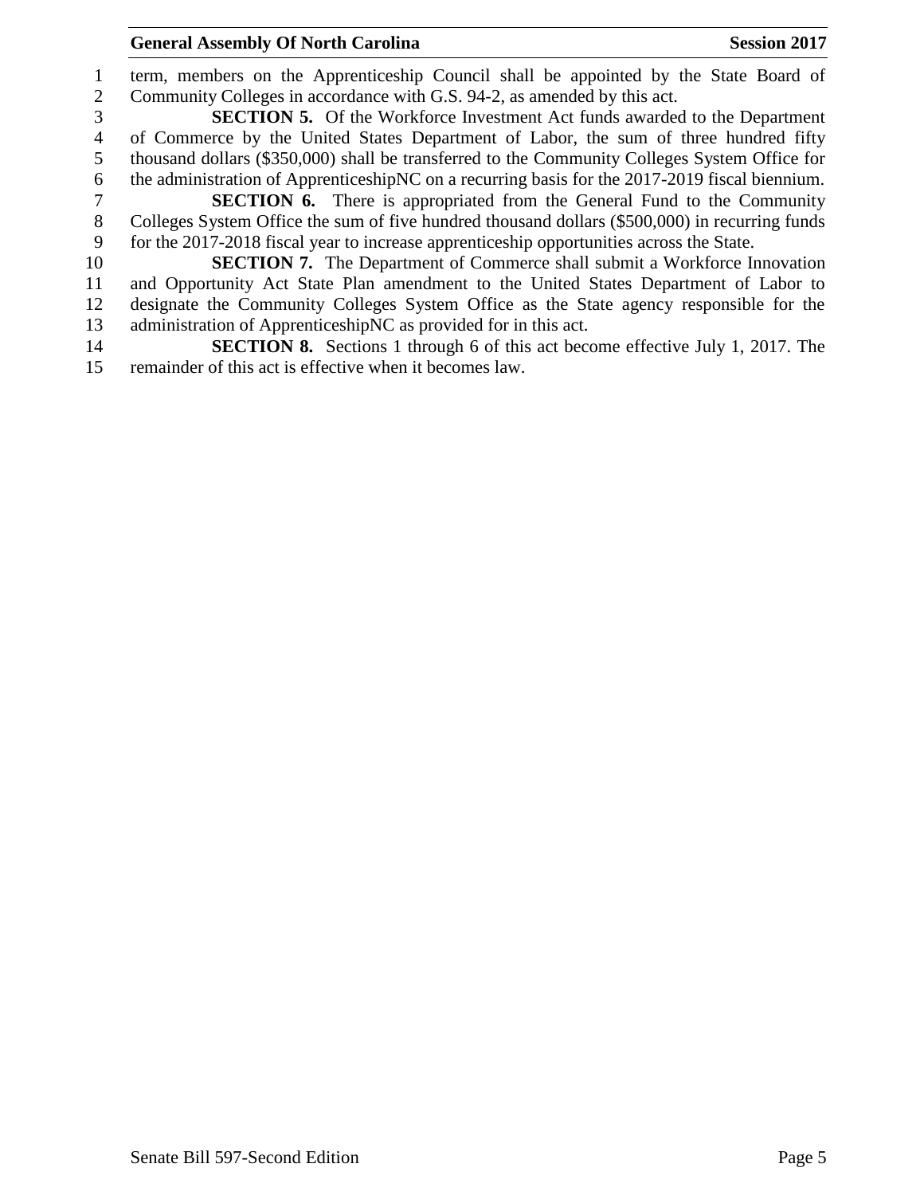term, members on the Apprenticeship Council shall be appointed by the State Board of Community Colleges in accordance with G.S. 94-2, as amended by this act.

**SECTION 5.** Of the Workforce Investment Act funds awarded to the Department of Commerce by the United States Department of Labor, the sum of three hundred fifty thousand dollars ($350,000) shall be transferred to the Community Colleges System Office for the administration of ApprenticeshipNC on a recurring basis for the 2017-2019 fiscal biennium.

**SECTION 6.** There is appropriated from the General Fund to the Community Colleges System Office the sum of five hundred thousand dollars ($500,000) in recurring funds for the 2017-2018 fiscal year to increase apprenticeship opportunities across the State.

**SECTION 7.** The Department of Commerce shall submit a Workforce Innovation and Opportunity Act State Plan amendment to the United States Department of Labor to designate the Community Colleges System Office as the State agency responsible for the administration of ApprenticeshipNC as provided for in this act.

**SECTION 8.** Sections 1 through 6 of this act become effective July 1, 2017. The remainder of this act is effective when it becomes law.